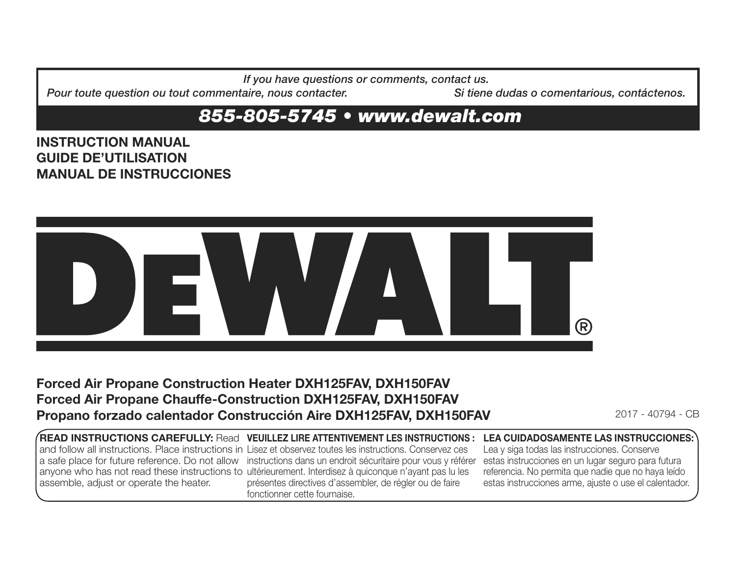*If you have questions or comments, contact us.*
*Pour toute question ou tout commentaire, nous contacter.* *Si tiene dudas o comentarious, contáctenos.*

## *855-805-5745 • www.dewalt.com*

**INSTRUCTION MANUAL**
**GUIDE DE'UTILISATION**
**MANUAL DE INSTRUCCIONES**

# DEWALT®

## Forced Air Propane Construction Heater DXH125FAV, DXH150FAV
## Forced Air Propane Chauffe-Construction DXH125FAV, DXH150FAV
## Propano forzado calentador Construcción Aire DXH125FAV, DXH150FAV

2017 - 40794 - CB

**READ INSTRUCTIONS CAREFULLY:** Read and follow all instructions. Place instructions in a safe place for future reference. Do not allow anyone who has not read these instructions to assemble, adjust or operate the heater.

**VEUILLEZ LIRE ATTENTIVEMENT LES INSTRUCTIONS :** Lisez et observez toutes les instructions. Conservez ces instructions dans un endroit sécuritaire pour vous y référer ultérieurement. Interdisez à quiconque n'ayant pas lu les présentes directives d'assembler, de régler ou de faire fonctionner cette fournaise.

**LEA CUIDADOSAMENTE LAS INSTRUCCIONES:** Lea y siga todas las instrucciones. Conserve estas instrucciones en un lugar seguro para futura referencia. No permita que nadie que no haya leído estas instrucciones arme, ajuste o use el calentador.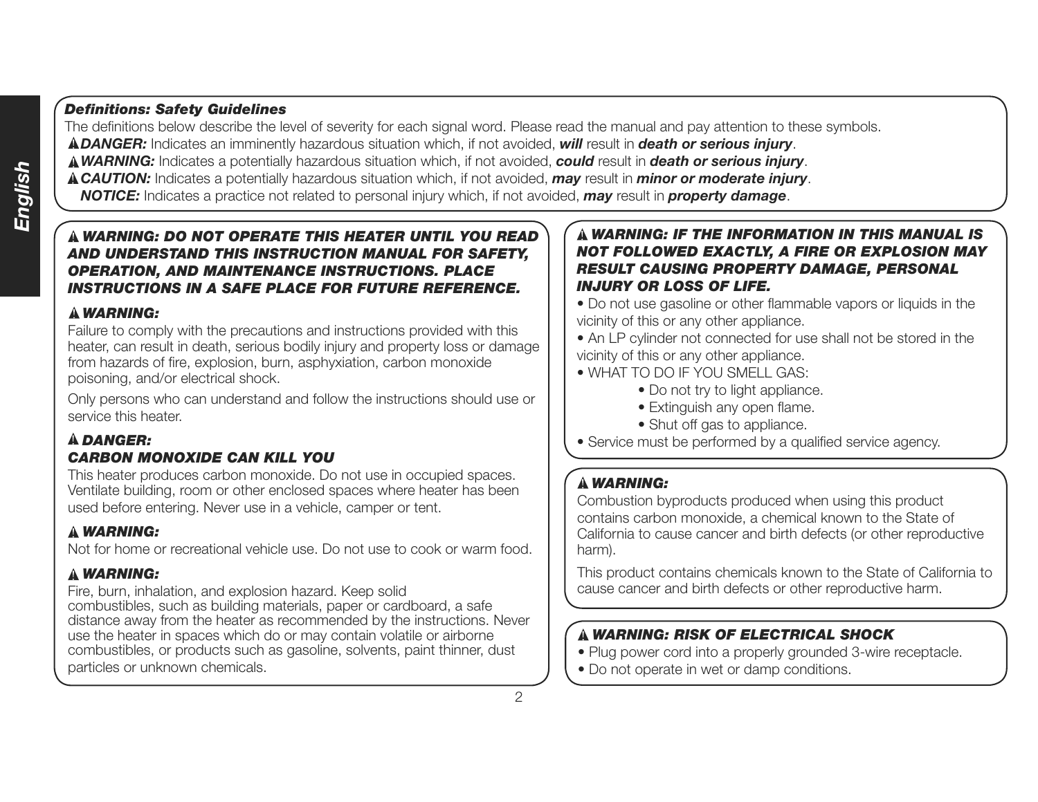### *Definitions: Safety Guidelines*

The definitions below describe the level of severity for each signal word. Please read the manual and pay attention to these symbols.

⚠***DANGER:*** Indicates an imminently hazardous situation which, if not avoided, ***will*** result in ***death or serious injury***.

⚠***WARNING:*** Indicates a potentially hazardous situation which, if not avoided, ***could*** result in ***death or serious injury***.

⚠***CAUTION:*** Indicates a potentially hazardous situation which, if not avoided, ***may*** result in ***minor or moderate injury***.

***NOTICE:*** Indicates a practice not related to personal injury which, if not avoided, ***may*** result in ***property damage***.

**⚠ *WARNING: DO NOT OPERATE THIS HEATER UNTIL YOU READ AND UNDERSTAND THIS INSTRUCTION MANUAL FOR SAFETY, OPERATION, AND MAINTENANCE INSTRUCTIONS. PLACE INSTRUCTIONS IN A SAFE PLACE FOR FUTURE REFERENCE.***

**⚠ *WARNING:***

Failure to comply with the precautions and instructions provided with this heater, can result in death, serious bodily injury and property loss or damage from hazards of fire, explosion, burn, asphyxiation, carbon monoxide poisoning, and/or electrical shock.

Only persons who can understand and follow the instructions should use or service this heater.

**⚠ *DANGER:***

***CARBON MONOXIDE CAN KILL YOU***

This heater produces carbon monoxide. Do not use in occupied spaces. Ventilate building, room or other enclosed spaces where heater has been used before entering. Never use in a vehicle, camper or tent.

**⚠ *WARNING:***

Not for home or recreational vehicle use. Do not use to cook or warm food.

**⚠ *WARNING:***

Fire, burn, inhalation, and explosion hazard. Keep solid combustibles, such as building materials, paper or cardboard, a safe distance away from the heater as recommended by the instructions. Never use the heater in spaces which do or may contain volatile or airborne combustibles, or products such as gasoline, solvents, paint thinner, dust particles or unknown chemicals.

**⚠ *WARNING: IF THE INFORMATION IN THIS MANUAL IS NOT FOLLOWED EXACTLY, A FIRE OR EXPLOSION MAY RESULT CAUSING PROPERTY DAMAGE, PERSONAL INJURY OR LOSS OF LIFE.***

- Do not use gasoline or other flammable vapors or liquids in the vicinity of this or any other appliance.
- An LP cylinder not connected for use shall not be stored in the vicinity of this or any other appliance.
- WHAT TO DO IF YOU SMELL GAS:
  - Do not try to light appliance.
  - Extinguish any open flame.
  - Shut off gas to appliance.
- Service must be performed by a qualified service agency.

**⚠ *WARNING:***

Combustion byproducts produced when using this product contains carbon monoxide, a chemical known to the State of California to cause cancer and birth defects (or other reproductive harm).

This product contains chemicals known to the State of California to cause cancer and birth defects or other reproductive harm.

**⚠ *WARNING: RISK OF ELECTRICAL SHOCK***

- Plug power cord into a properly grounded 3-wire receptacle.
- Do not operate in wet or damp conditions.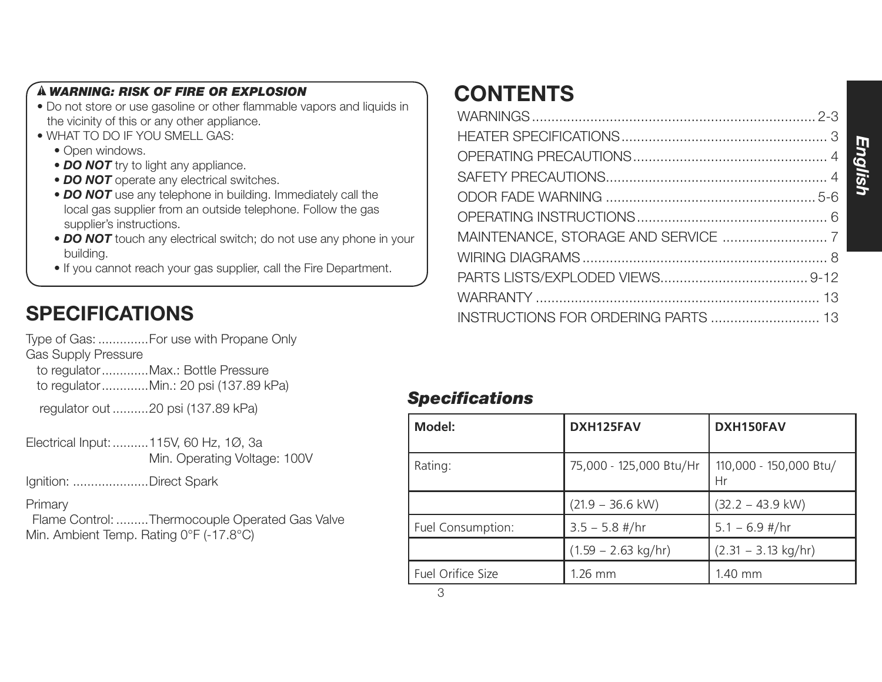**⚠ *WARNING: RISK OF FIRE OR EXPLOSION***

- Do not store or use gasoline or other flammable vapors and liquids in the vicinity of this or any other appliance.
- WHAT TO DO IF YOU SMELL GAS:
  - Open windows.
  - ***DO NOT*** try to light any appliance.
  - ***DO NOT*** operate any electrical switches.
  - ***DO NOT*** use any telephone in building. Immediately call the local gas supplier from an outside telephone. Follow the gas supplier's instructions.
  - ***DO NOT*** touch any electrical switch; do not use any phone in your building.
  - If you cannot reach your gas supplier, call the Fire Department.

## SPECIFICATIONS

Type of Gas: ..............For use with Propane Only
Gas Supply Pressure
to regulator.............Max.: Bottle Pressure
to regulator.............Min.: 20 psi (137.89 kPa)

regulator out ..........20 psi (137.89 kPa)

Electrical Input: ..........115V, 60 Hz, 1Ø, 3a
Min. Operating Voltage: 100V

Ignition: .....................Direct Spark

Primary
Flame Control: .........Thermocouple Operated Gas Valve
Min. Ambient Temp. Rating 0°F (-17.8°C)

## CONTENTS

WARNINGS ........................................................................ 2-3
HEATER SPECIFICATIONS .................................................... 3
OPERATING PRECAUTIONS ................................................. 4
SAFETY PRECAUTIONS ........................................................ 4
ODOR FADE WARNING ..................................................... 5-6
OPERATING INSTRUCTIONS ................................................ 6
MAINTENANCE, STORAGE AND SERVICE ........................... 7
WIRING DIAGRAMS .............................................................. 8
PARTS LISTS/EXPLODED VIEWS ...................................... 9-12
WARRANTY ......................................................................... 13
INSTRUCTIONS FOR ORDERING PARTS ............................ 13

### *Specifications*

| Model: | DXH125FAV | DXH150FAV |
|---|---|---|
| Rating: | 75,000 - 125,000 Btu/Hr | 110,000 - 150,000 Btu/Hr |
| | (21.9 – 36.6 kW) | (32.2 – 43.9 kW) |
| Fuel Consumption: | 3.5 – 5.8 #/hr | 5.1 – 6.9 #/hr |
| | (1.59 – 2.63 kg/hr) | (2.31 – 3.13 kg/hr) |
| Fuel Orifice Size | 1.26 mm | 1.40 mm |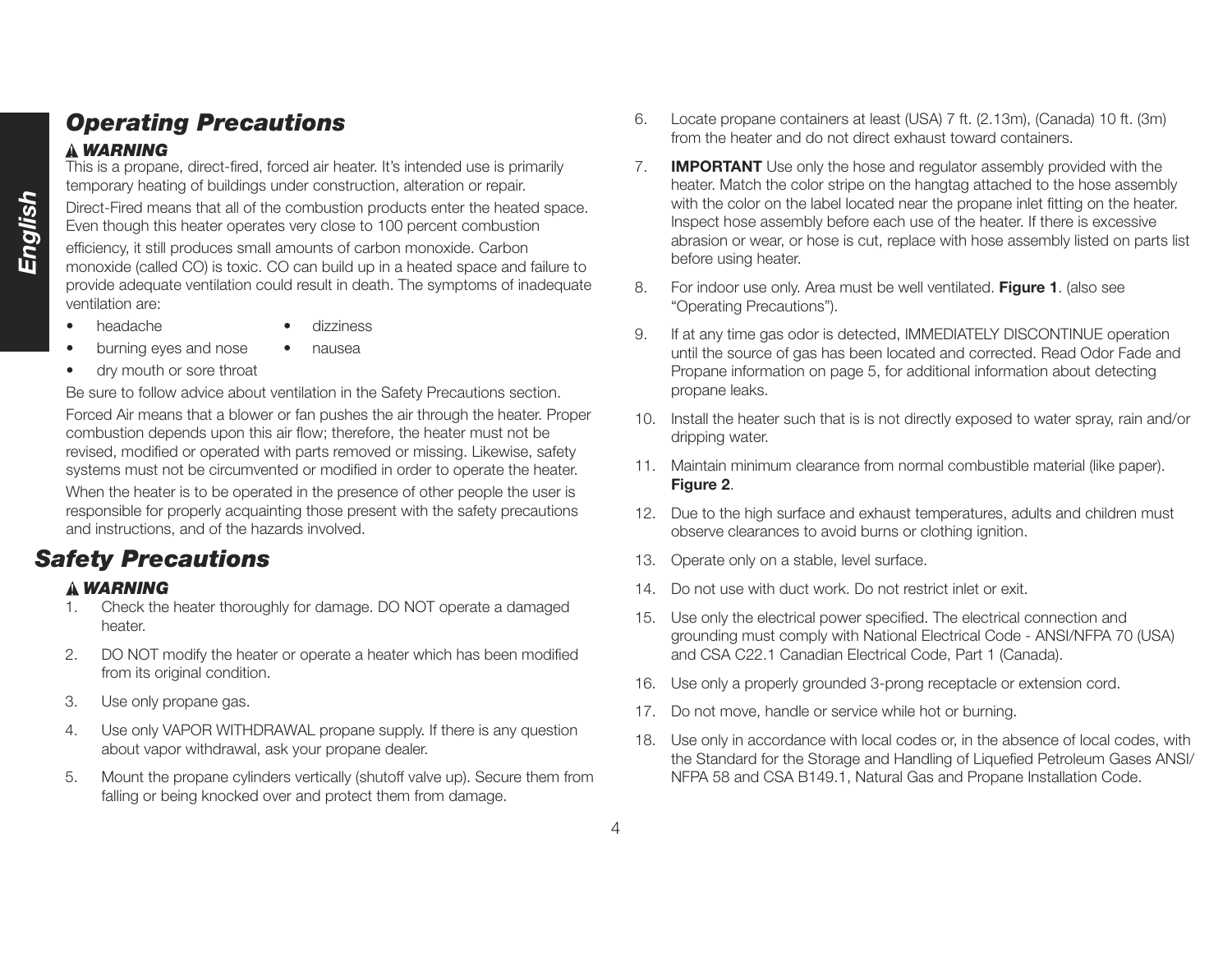## *Operating Precautions*

***⚠ WARNING***

This is a propane, direct-fired, forced air heater. It's intended use is primarily temporary heating of buildings under construction, alteration or repair.

Direct-Fired means that all of the combustion products enter the heated space. Even though this heater operates very close to 100 percent combustion efficiency, it still produces small amounts of carbon monoxide. Carbon monoxide (called CO) is toxic. CO can build up in a heated space and failure to provide adequate ventilation could result in death. The symptoms of inadequate ventilation are:

- headache
- dizziness
- burning eyes and nose
- nausea
- dry mouth or sore throat

Be sure to follow advice about ventilation in the Safety Precautions section.

Forced Air means that a blower or fan pushes the air through the heater. Proper combustion depends upon this air flow; therefore, the heater must not be revised, modified or operated with parts removed or missing. Likewise, safety systems must not be circumvented or modified in order to operate the heater.

When the heater is to be operated in the presence of other people the user is responsible for properly acquainting those present with the safety precautions and instructions, and of the hazards involved.

## *Safety Precautions*

***⚠ WARNING***

1. Check the heater thoroughly for damage. DO NOT operate a damaged heater.
2. DO NOT modify the heater or operate a heater which has been modified from its original condition.
3. Use only propane gas.
4. Use only VAPOR WITHDRAWAL propane supply. If there is any question about vapor withdrawal, ask your propane dealer.
5. Mount the propane cylinders vertically (shutoff valve up). Secure them from falling or being knocked over and protect them from damage.
6. Locate propane containers at least (USA) 7 ft. (2.13m), (Canada) 10 ft. (3m) from the heater and do not direct exhaust toward containers.
7. **IMPORTANT** Use only the hose and regulator assembly provided with the heater. Match the color stripe on the hangtag attached to the hose assembly with the color on the label located near the propane inlet fitting on the heater. Inspect hose assembly before each use of the heater. If there is excessive abrasion or wear, or hose is cut, replace with hose assembly listed on parts list before using heater.
8. For indoor use only. Area must be well ventilated. **Figure 1**. (also see "Operating Precautions").
9. If at any time gas odor is detected, IMMEDIATELY DISCONTINUE operation until the source of gas has been located and corrected. Read Odor Fade and Propane information on page 5, for additional information about detecting propane leaks.
10. Install the heater such that is is not directly exposed to water spray, rain and/or dripping water.
11. Maintain minimum clearance from normal combustible material (like paper). **Figure 2**.
12. Due to the high surface and exhaust temperatures, adults and children must observe clearances to avoid burns or clothing ignition.
13. Operate only on a stable, level surface.
14. Do not use with duct work. Do not restrict inlet or exit.
15. Use only the electrical power specified. The electrical connection and grounding must comply with National Electrical Code - ANSI/NFPA 70 (USA) and CSA C22.1 Canadian Electrical Code, Part 1 (Canada).
16. Use only a properly grounded 3-prong receptacle or extension cord.
17. Do not move, handle or service while hot or burning.
18. Use only in accordance with local codes or, in the absence of local codes, with the Standard for the Storage and Handling of Liquefied Petroleum Gases ANSI/NFPA 58 and CSA B149.1, Natural Gas and Propane Installation Code.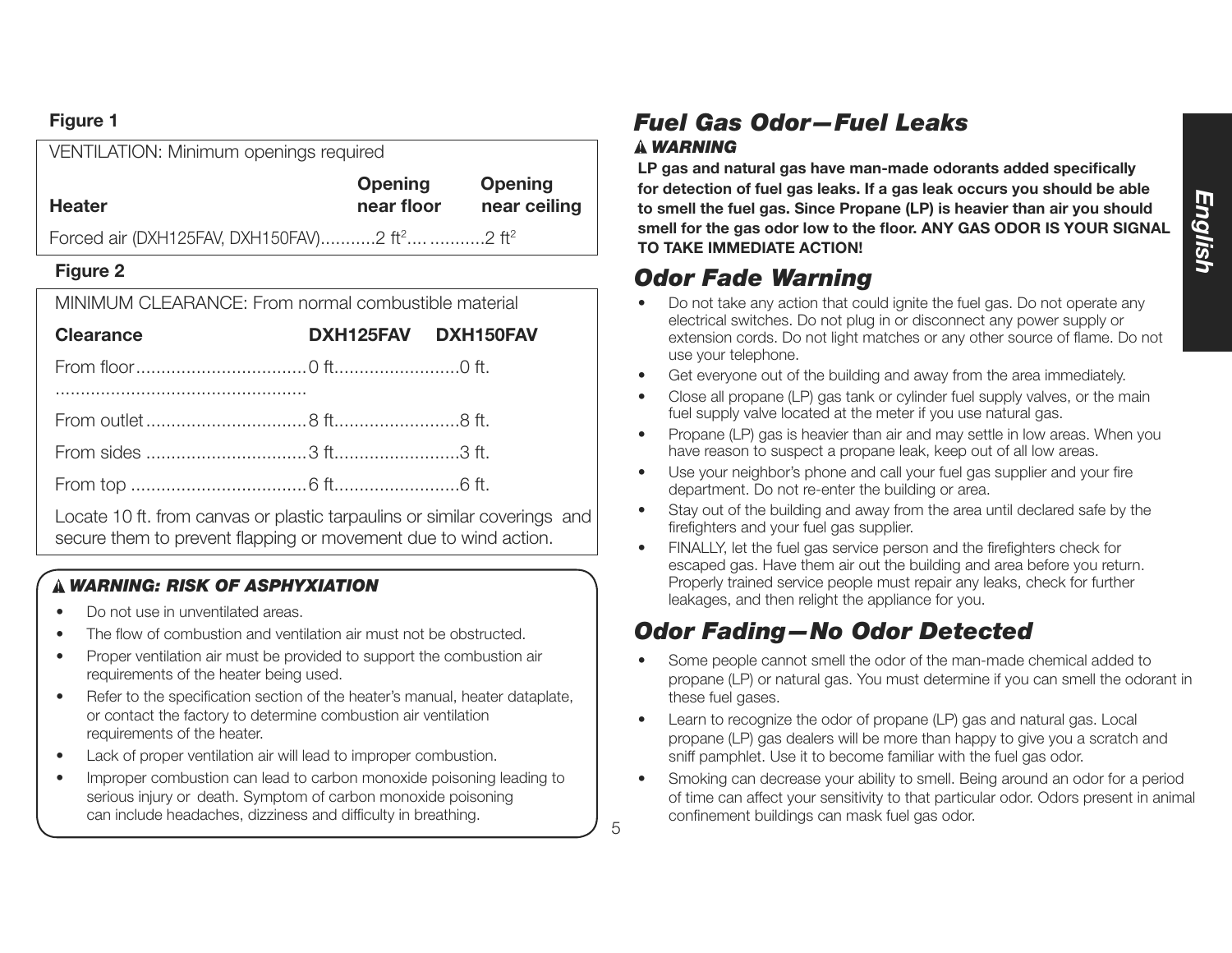**Figure 1**

| VENTILATION: Minimum openings required | | |
|---|---|---|
| **Heater** | **Opening near floor** | **Opening near ceiling** |
| Forced air (DXH125FAV, DXH150FAV) | 2 ft$^2$ | 2 ft$^2$ |

**Figure 2**

| MINIMUM CLEARANCE: From normal combustible material | | |
|---|---|---|
| **Clearance** | **DXH125FAV** | **DXH150FAV** |
| From floor | 0 ft. | 0 ft. |
| From outlet | 8 ft. | 8 ft. |
| From sides | 3 ft. | 3 ft. |
| From top | 6 ft. | 6 ft. |

Locate 10 ft. from canvas or plastic tarpaulins or similar coverings and secure them to prevent flapping or movement due to wind action.

***⚠ WARNING: RISK OF ASPHYXIATION***

- Do not use in unventilated areas.
- The flow of combustion and ventilation air must not be obstructed.
- Proper ventilation air must be provided to support the combustion air requirements of the heater being used.
- Refer to the specification section of the heater's manual, heater dataplate, or contact the factory to determine combustion air ventilation requirements of the heater.
- Lack of proper ventilation air will lead to improper combustion.
- Improper combustion can lead to carbon monoxide poisoning leading to serious injury or death. Symptom of carbon monoxide poisoning can include headaches, dizziness and difficulty in breathing.

## *Fuel Gas Odor—Fuel Leaks*

***⚠ WARNING***

**LP gas and natural gas have man-made odorants added specifically for detection of fuel gas leaks. If a gas leak occurs you should be able to smell the fuel gas. Since Propane (LP) is heavier than air you should smell for the gas odor low to the floor. ANY GAS ODOR IS YOUR SIGNAL TO TAKE IMMEDIATE ACTION!**

## *Odor Fade Warning*

- Do not take any action that could ignite the fuel gas. Do not operate any electrical switches. Do not plug in or disconnect any power supply or extension cords. Do not light matches or any other source of flame. Do not use your telephone.
- Get everyone out of the building and away from the area immediately.
- Close all propane (LP) gas tank or cylinder fuel supply valves, or the main fuel supply valve located at the meter if you use natural gas.
- Propane (LP) gas is heavier than air and may settle in low areas. When you have reason to suspect a propane leak, keep out of all low areas.
- Use your neighbor's phone and call your fuel gas supplier and your fire department. Do not re-enter the building or area.
- Stay out of the building and away from the area until declared safe by the firefighters and your fuel gas supplier.
- FINALLY, let the fuel gas service person and the firefighters check for escaped gas. Have them air out the building and area before you return. Properly trained service people must repair any leaks, check for further leakages, and then relight the appliance for you.

## *Odor Fading—No Odor Detected*

- Some people cannot smell the odor of the man-made chemical added to propane (LP) or natural gas. You must determine if you can smell the odorant in these fuel gases.
- Learn to recognize the odor of propane (LP) gas and natural gas. Local propane (LP) gas dealers will be more than happy to give you a scratch and sniff pamphlet. Use it to become familiar with the fuel gas odor.
- Smoking can decrease your ability to smell. Being around an odor for a period of time can affect your sensitivity to that particular odor. Odors present in animal confinement buildings can mask fuel gas odor.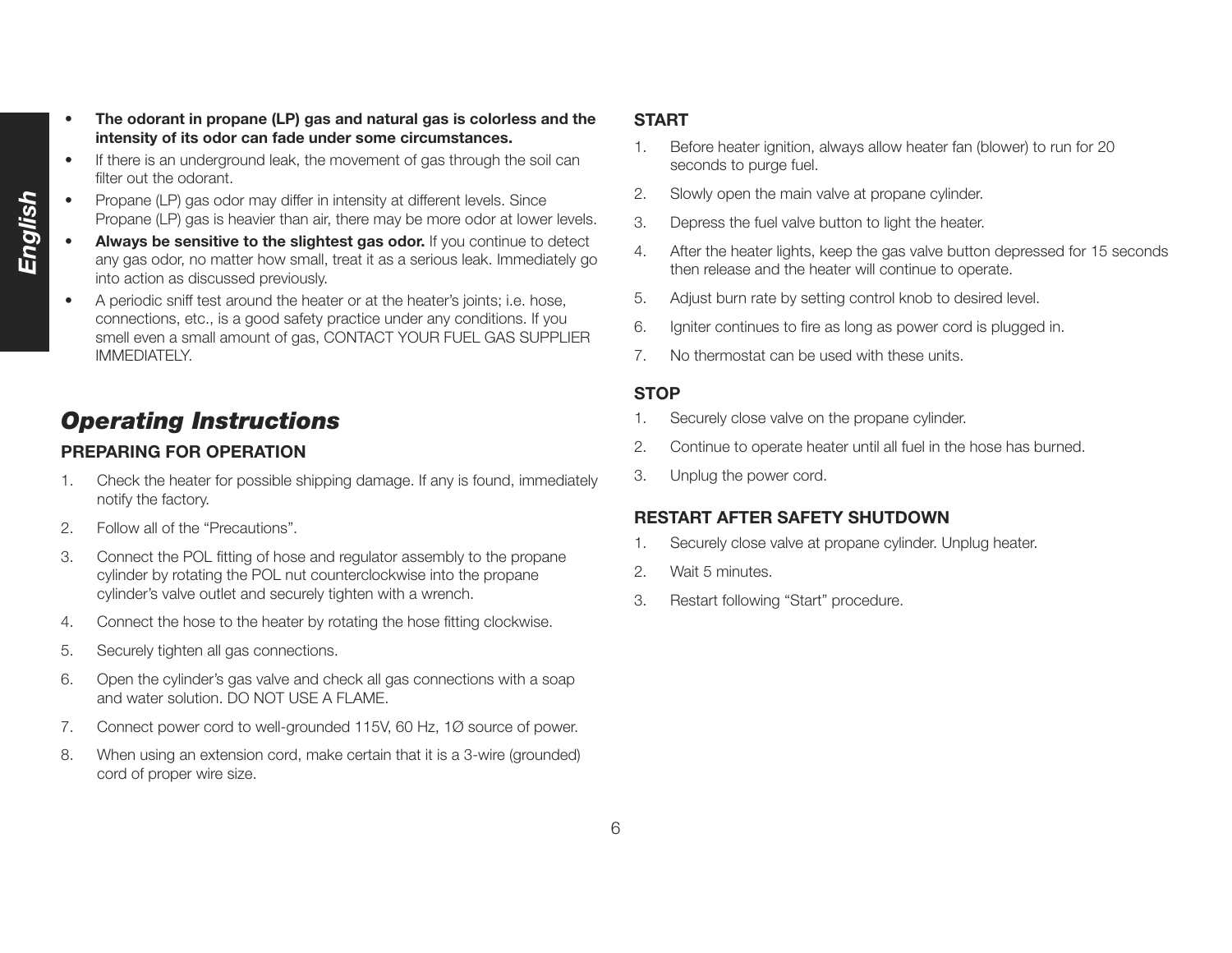- **The odorant in propane (LP) gas and natural gas is colorless and the intensity of its odor can fade under some circumstances.**
- If there is an underground leak, the movement of gas through the soil can filter out the odorant.
- Propane (LP) gas odor may differ in intensity at different levels. Since Propane (LP) gas is heavier than air, there may be more odor at lower levels.
- **Always be sensitive to the slightest gas odor.** If you continue to detect any gas odor, no matter how small, treat it as a serious leak. Immediately go into action as discussed previously.
- A periodic sniff test around the heater or at the heater's joints; i.e. hose, connections, etc., is a good safety practice under any conditions. If you smell even a small amount of gas, CONTACT YOUR FUEL GAS SUPPLIER IMMEDIATELY.

## *Operating Instructions*

### PREPARING FOR OPERATION

1. Check the heater for possible shipping damage. If any is found, immediately notify the factory.
2. Follow all of the "Precautions".
3. Connect the POL fitting of hose and regulator assembly to the propane cylinder by rotating the POL nut counterclockwise into the propane cylinder's valve outlet and securely tighten with a wrench.
4. Connect the hose to the heater by rotating the hose fitting clockwise.
5. Securely tighten all gas connections.
6. Open the cylinder's gas valve and check all gas connections with a soap and water solution. DO NOT USE A FLAME.
7. Connect power cord to well-grounded 115V, 60 Hz, 1Ø source of power.
8. When using an extension cord, make certain that it is a 3-wire (grounded) cord of proper wire size.

### START

1. Before heater ignition, always allow heater fan (blower) to run for 20 seconds to purge fuel.
2. Slowly open the main valve at propane cylinder.
3. Depress the fuel valve button to light the heater.
4. After the heater lights, keep the gas valve button depressed for 15 seconds then release and the heater will continue to operate.
5. Adjust burn rate by setting control knob to desired level.
6. Igniter continues to fire as long as power cord is plugged in.
7. No thermostat can be used with these units.

### STOP

1. Securely close valve on the propane cylinder.
2. Continue to operate heater until all fuel in the hose has burned.
3. Unplug the power cord.

### RESTART AFTER SAFETY SHUTDOWN

1. Securely close valve at propane cylinder. Unplug heater.
2. Wait 5 minutes.
3. Restart following "Start" procedure.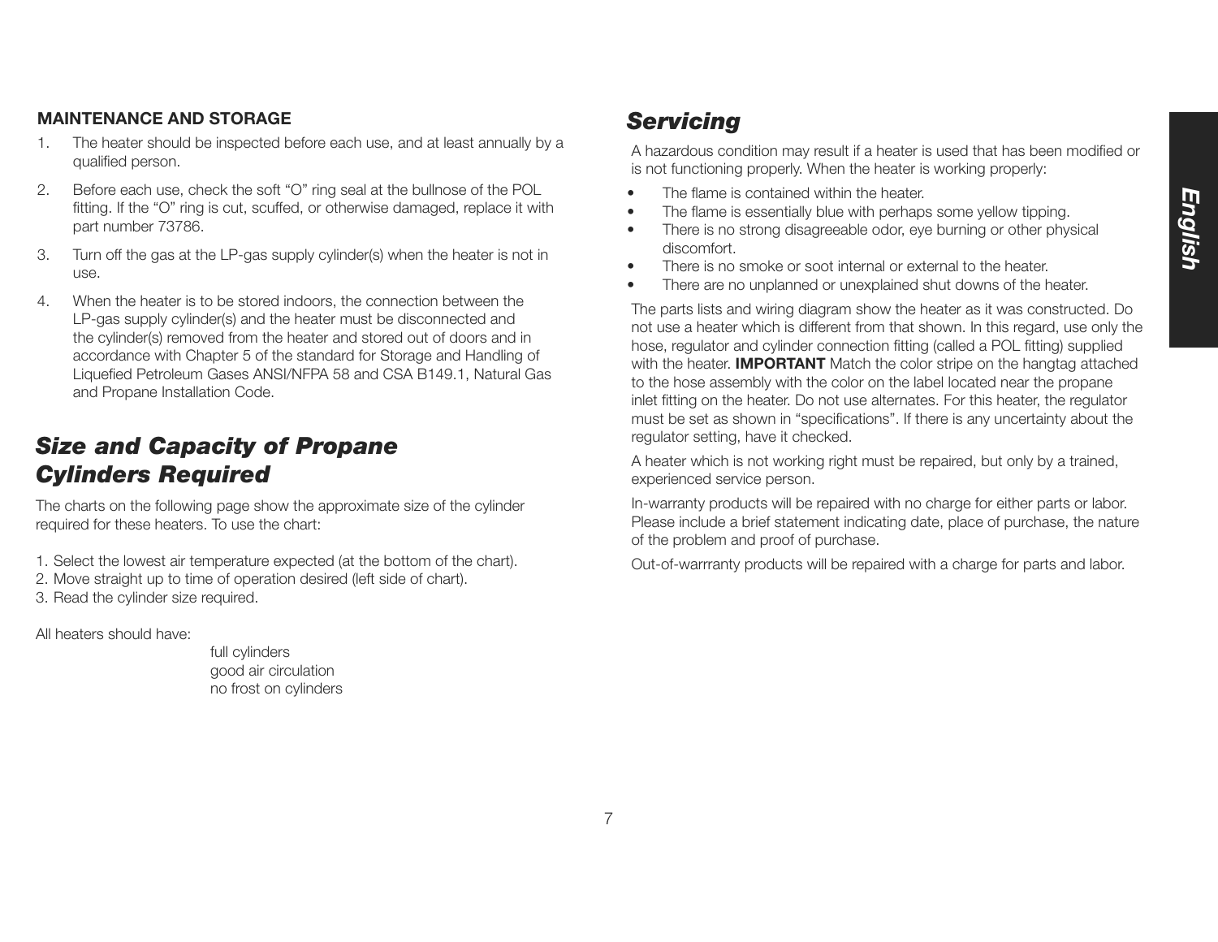### MAINTENANCE AND STORAGE

1. The heater should be inspected before each use, and at least annually by a qualified person.
2. Before each use, check the soft "O" ring seal at the bullnose of the POL fitting. If the "O" ring is cut, scuffed, or otherwise damaged, replace it with part number 73786.
3. Turn off the gas at the LP-gas supply cylinder(s) when the heater is not in use.
4. When the heater is to be stored indoors, the connection between the LP-gas supply cylinder(s) and the heater must be disconnected and the cylinder(s) removed from the heater and stored out of doors and in accordance with Chapter 5 of the standard for Storage and Handling of Liquefied Petroleum Gases ANSI/NFPA 58 and CSA B149.1, Natural Gas and Propane Installation Code.

## *Size and Capacity of Propane Cylinders Required*

The charts on the following page show the approximate size of the cylinder required for these heaters. To use the chart:

1. Select the lowest air temperature expected (at the bottom of the chart).
2. Move straight up to time of operation desired (left side of chart).
3. Read the cylinder size required.

All heaters should have:

full cylinders
good air circulation
no frost on cylinders

## *Servicing*

A hazardous condition may result if a heater is used that has been modified or is not functioning properly. When the heater is working properly:

- The flame is contained within the heater.
- The flame is essentially blue with perhaps some yellow tipping.
- There is no strong disagreeable odor, eye burning or other physical discomfort.
- There is no smoke or soot internal or external to the heater.
- There are no unplanned or unexplained shut downs of the heater.

The parts lists and wiring diagram show the heater as it was constructed. Do not use a heater which is different from that shown. In this regard, use only the hose, regulator and cylinder connection fitting (called a POL fitting) supplied with the heater. **IMPORTANT** Match the color stripe on the hangtag attached to the hose assembly with the color on the label located near the propane inlet fitting on the heater. Do not use alternates. For this heater, the regulator must be set as shown in "specifications". If there is any uncertainty about the regulator setting, have it checked.

A heater which is not working right must be repaired, but only by a trained, experienced service person.

In-warranty products will be repaired with no charge for either parts or labor. Please include a brief statement indicating date, place of purchase, the nature of the problem and proof of purchase.

Out-of-warrranty products will be repaired with a charge for parts and labor.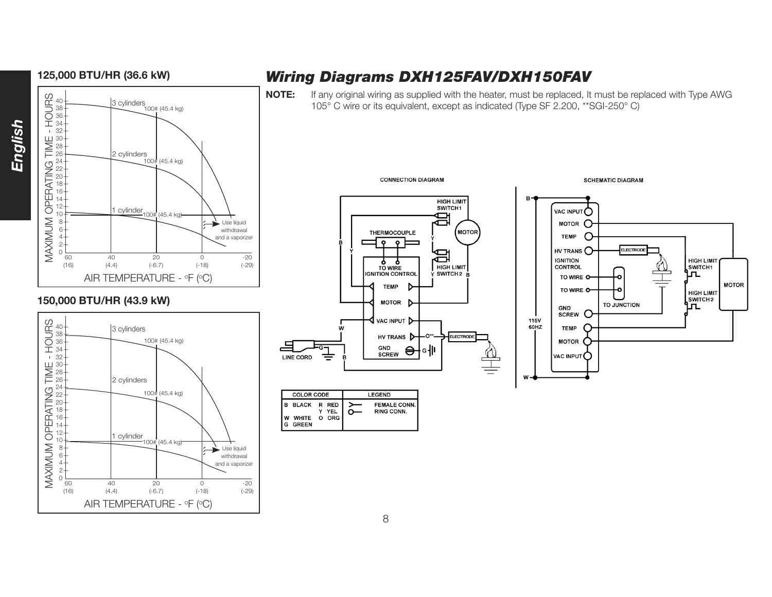## 125,000 BTU/HR (36.6 kW)

## 150,000 BTU/HR (43.9 kW)

## *Wiring Diagrams DXH125FAV/DXH150FAV*

**NOTE:** If any original wiring as supplied with the heater, must be replaced, It must be replaced with Type AWG 105° C wire or its equivalent, except as indicated (Type SF 2.200, **SGI-250° C)

| COLOR CODE | | LEGEND |
|---|---|---|
| B BLACK | R RED | FEMALE CONN. |
| | Y YEL | RING CONN. |
| W WHITE | O ORG | |
| G GREEN | | |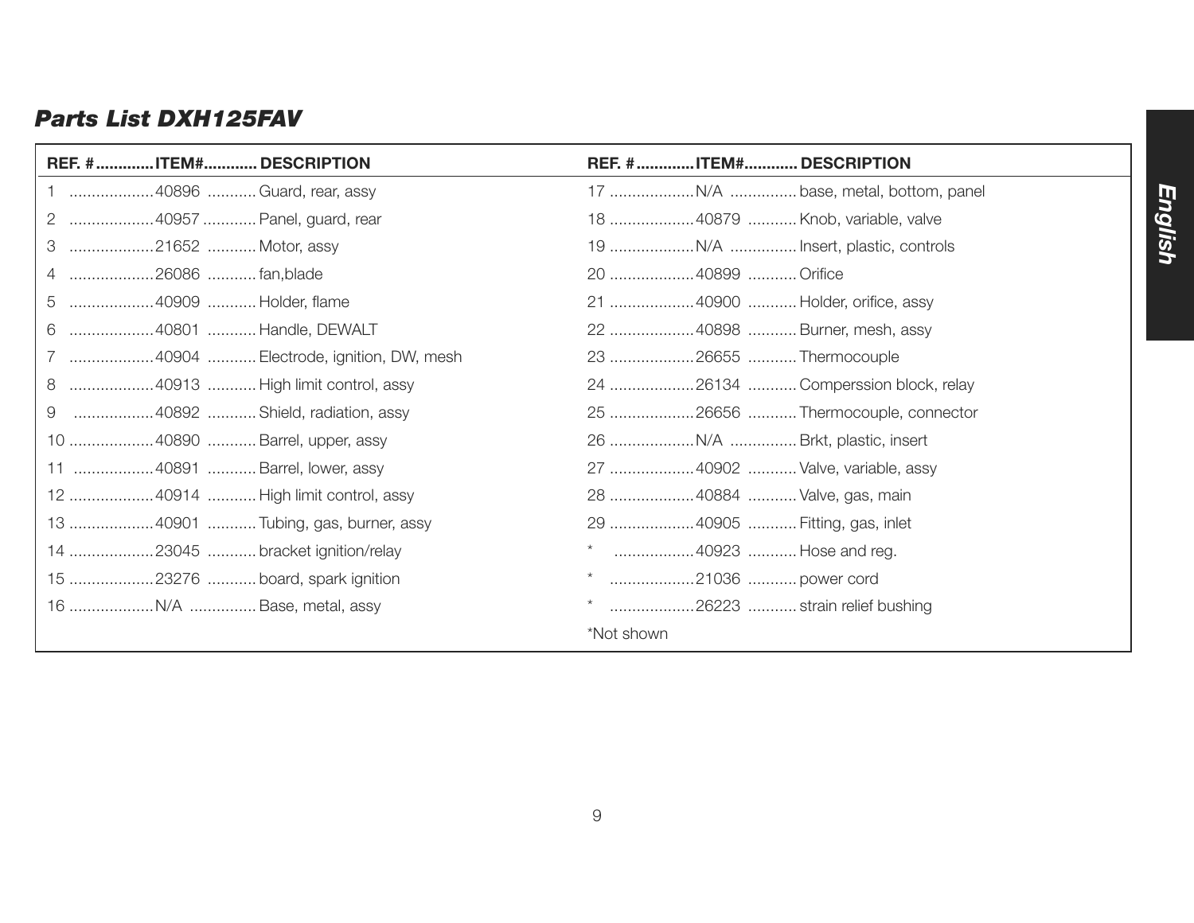## *Parts List DXH125FAV*

| REF. # | ITEM# | DESCRIPTION |
|---|---|---|
| 1 | 40896 | Guard, rear, assy |
| 2 | 40957 | Panel, guard, rear |
| 3 | 21652 | Motor, assy |
| 4 | 26086 | fan,blade |
| 5 | 40909 | Holder, flame |
| 6 | 40801 | Handle, DEWALT |
| 7 | 40904 | Electrode, ignition, DW, mesh |
| 8 | 40913 | High limit control, assy |
| 9 | 40892 | Shield, radiation, assy |
| 10 | 40890 | Barrel, upper, assy |
| 11 | 40891 | Barrel, lower, assy |
| 12 | 40914 | High limit control, assy |
| 13 | 40901 | Tubing, gas, burner, assy |
| 14 | 23045 | bracket ignition/relay |
| 15 | 23276 | board, spark ignition |
| 16 | N/A | Base, metal, assy |
| 17 | N/A | base, metal, bottom, panel |
| 18 | 40879 | Knob, variable, valve |
| 19 | N/A | Insert, plastic, controls |
| 20 | 40899 | Orifice |
| 21 | 40900 | Holder, orifice, assy |
| 22 | 40898 | Burner, mesh, assy |
| 23 | 26655 | Thermocouple |
| 24 | 26134 | Comperssion block, relay |
| 25 | 26656 | Thermocouple, connector |
| 26 | N/A | Brkt, plastic, insert |
| 27 | 40902 | Valve, variable, assy |
| 28 | 40884 | Valve, gas, main |
| 29 | 40905 | Fitting, gas, inlet |
| * | 40923 | Hose and reg. |
| * | 21036 | power cord |
| * | 26223 | strain relief bushing |

*Not shown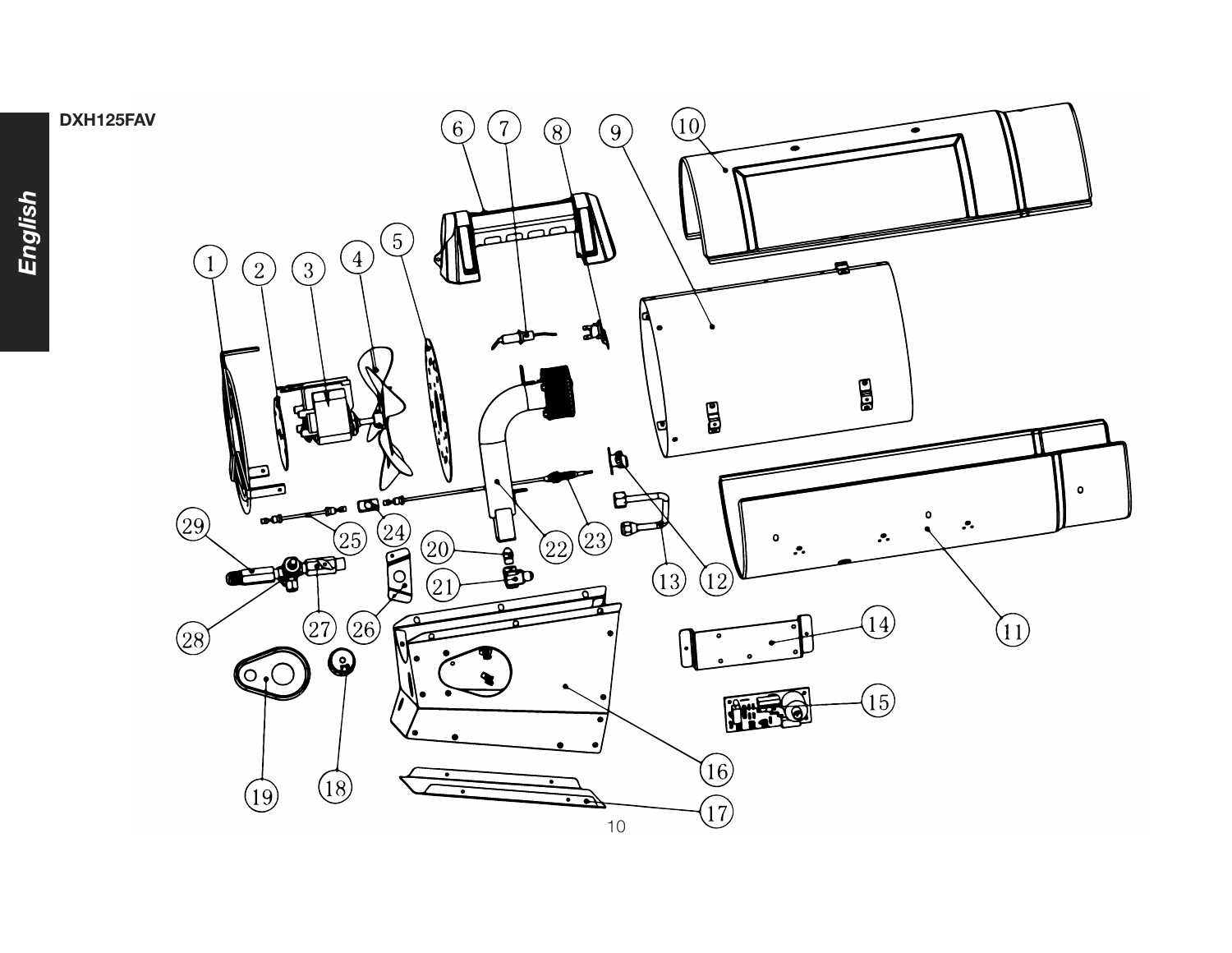**DXH125FAV**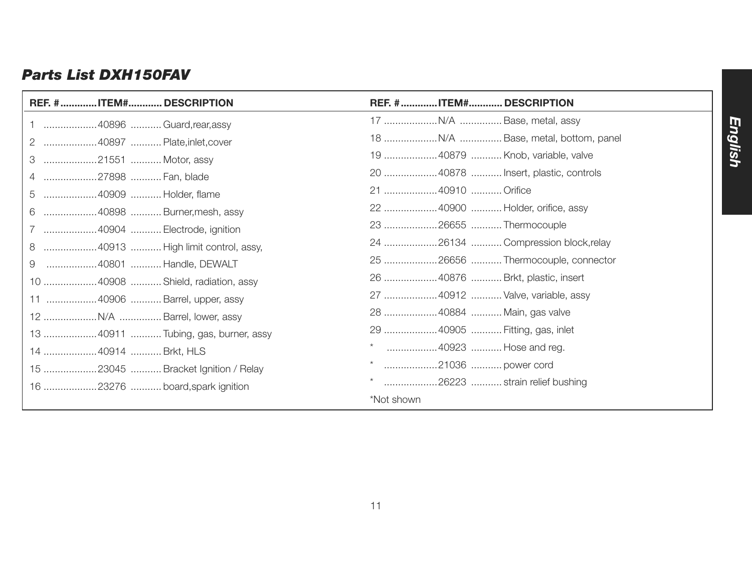## *Parts List DXH150FAV*

| REF. # | ITEM# | DESCRIPTION |
|---|---|---|
| 1 | 40896 | Guard,rear,assy |
| 2 | 40897 | Plate,inlet,cover |
| 3 | 21551 | Motor, assy |
| 4 | 27898 | Fan, blade |
| 5 | 40909 | Holder, flame |
| 6 | 40898 | Burner,mesh, assy |
| 7 | 40904 | Electrode, ignition |
| 8 | 40913 | High limit control, assy, |
| 9 | 40801 | Handle, DEWALT |
| 10 | 40908 | Shield, radiation, assy |
| 11 | 40906 | Barrel, upper, assy |
| 12 | N/A | Barrel, lower, assy |
| 13 | 40911 | Tubing, gas, burner, assy |
| 14 | 40914 | Brkt, HLS |
| 15 | 23045 | Bracket Ignition / Relay |
| 16 | 23276 | board,spark ignition |
| 17 | N/A | Base, metal, assy |
| 18 | N/A | Base, metal, bottom, panel |
| 19 | 40879 | Knob, variable, valve |
| 20 | 40878 | Insert, plastic, controls |
| 21 | 40910 | Orifice |
| 22 | 40900 | Holder, orifice, assy |
| 23 | 26655 | Thermocouple |
| 24 | 26134 | Compression block,relay |
| 25 | 26656 | Thermocouple, connector |
| 26 | 40876 | Brkt, plastic, insert |
| 27 | 40912 | Valve, variable, assy |
| 28 | 40884 | Main, gas valve |
| 29 | 40905 | Fitting, gas, inlet |
| * | 40923 | Hose and reg. |
| * | 21036 | power cord |
| * | 26223 | strain relief bushing |

*Not shown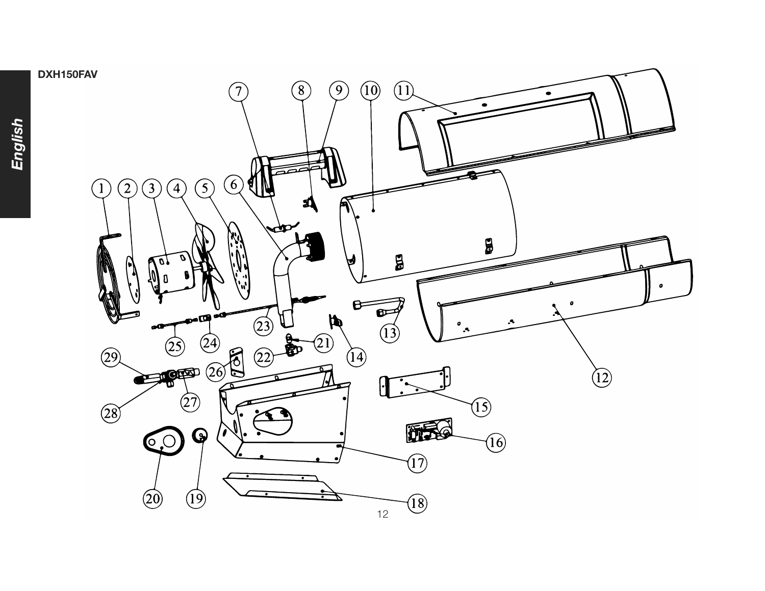DXH150FAV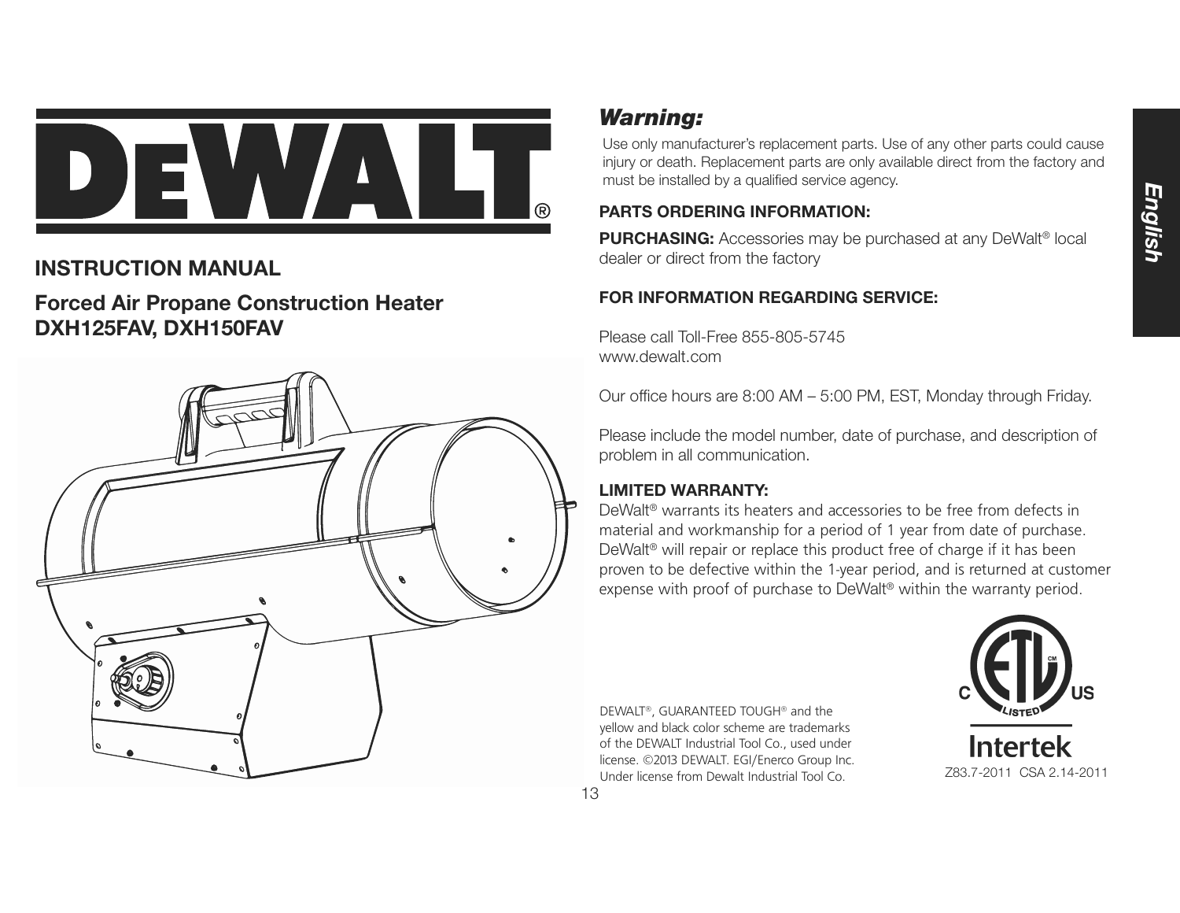# DEWALT®

## INSTRUCTION MANUAL

## Forced Air Propane Construction Heater DXH125FAV, DXH150FAV

### *Warning:*

Use only manufacturer's replacement parts. Use of any other parts could cause injury or death. Replacement parts are only available direct from the factory and must be installed by a qualified service agency.

**PARTS ORDERING INFORMATION:**

**PURCHASING:** Accessories may be purchased at any DeWalt® local dealer or direct from the factory

**FOR INFORMATION REGARDING SERVICE:**

Please call Toll-Free 855-805-5745
www.dewalt.com

Our office hours are 8:00 AM – 5:00 PM, EST, Monday through Friday.

Please include the model number, date of purchase, and description of problem in all communication.

**LIMITED WARRANTY:**
DeWalt® warrants its heaters and accessories to be free from defects in material and workmanship for a period of 1 year from date of purchase. DeWalt® will repair or replace this product free of charge if it has been proven to be defective within the 1-year period, and is returned at customer expense with proof of purchase to DeWalt® within the warranty period.

DEWALT®, GUARANTEED TOUGH® and the yellow and black color scheme are trademarks of the DEWALT Industrial Tool Co., used under license. ©2013 DEWALT. EGI/Enerco Group Inc. Under license from Dewalt Industrial Tool Co.

Intertek
Z83.7-2011 CSA 2.14-2011